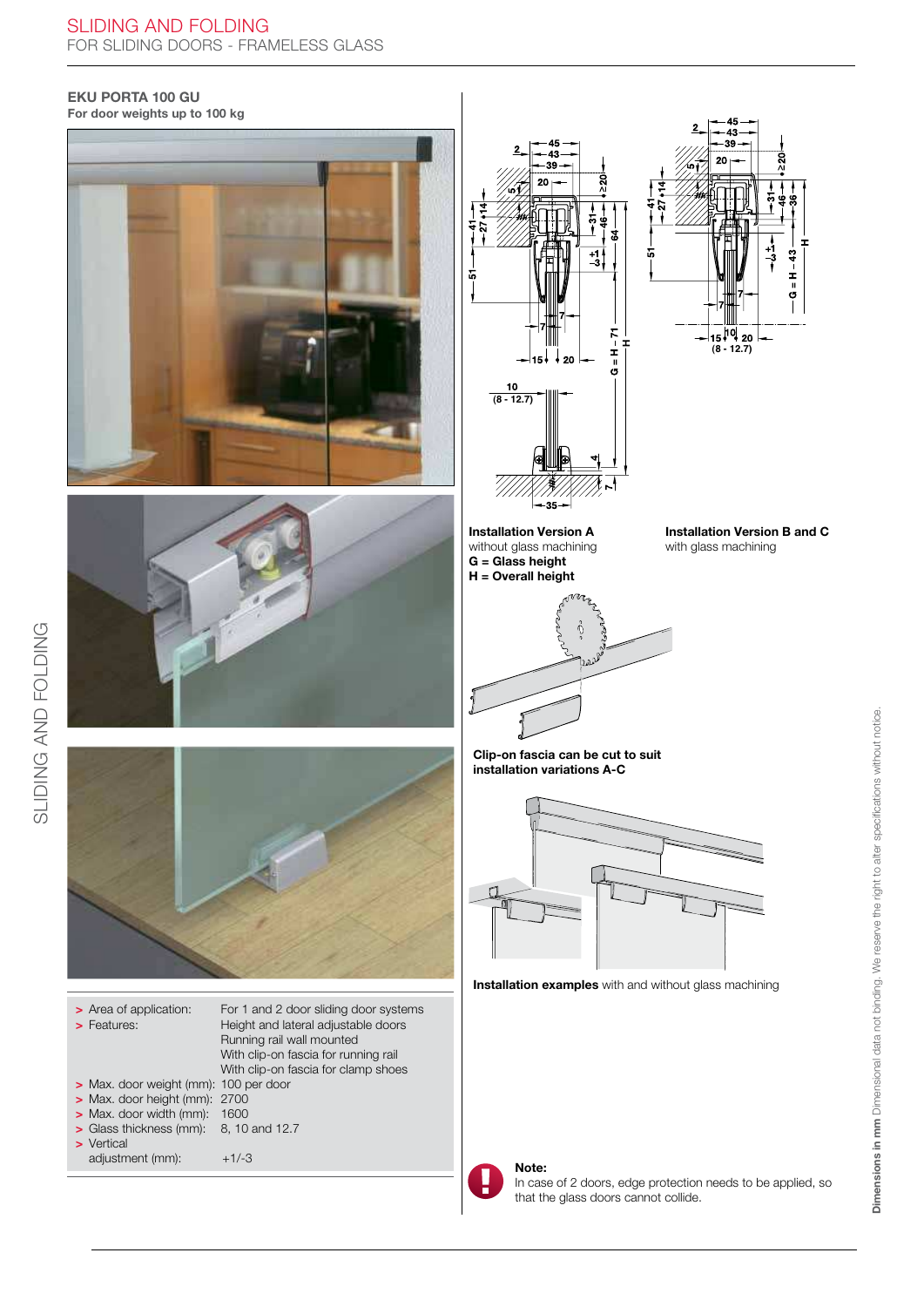# SLIDING AND FOLDING

FOR SLIDING DOORS - FRAMELESS GLASS

## EKU PORTA 100 GU

**For door weights up to 100 kg**

|  |  |
|---|---|
| > Area of application: | For 1 and 2 door sliding door systems |
| > Features: | Height and lateral adjustable doors |
|  | Running rail wall mounted |
|  | With clip-on fascia for running rail |
|  | With clip-on fascia for clamp shoes |
| > Max. door weight (mm): | 100 per door |
| > Max. door height (mm): | 2700 |
| > Max. door width (mm): | 1600 |
| > Glass thickness (mm): | 8, 10 and 12.7 |
| > Vertical adjustment (mm): | +1/-3 |

**Installation Version A**
without glass machining
**G = Glass height**
**H = Overall height**

**Installation Version B and C**
with glass machining

**Clip-on fascia can be cut to suit installation variations A-C**

**Installation examples** with and without glass machining

**Note:**
In case of 2 doors, edge protection needs to be applied, so that the glass doors cannot collide.

**Dimensions in mm** Dimensional data not binding. We reserve the right to alter specifications without notice.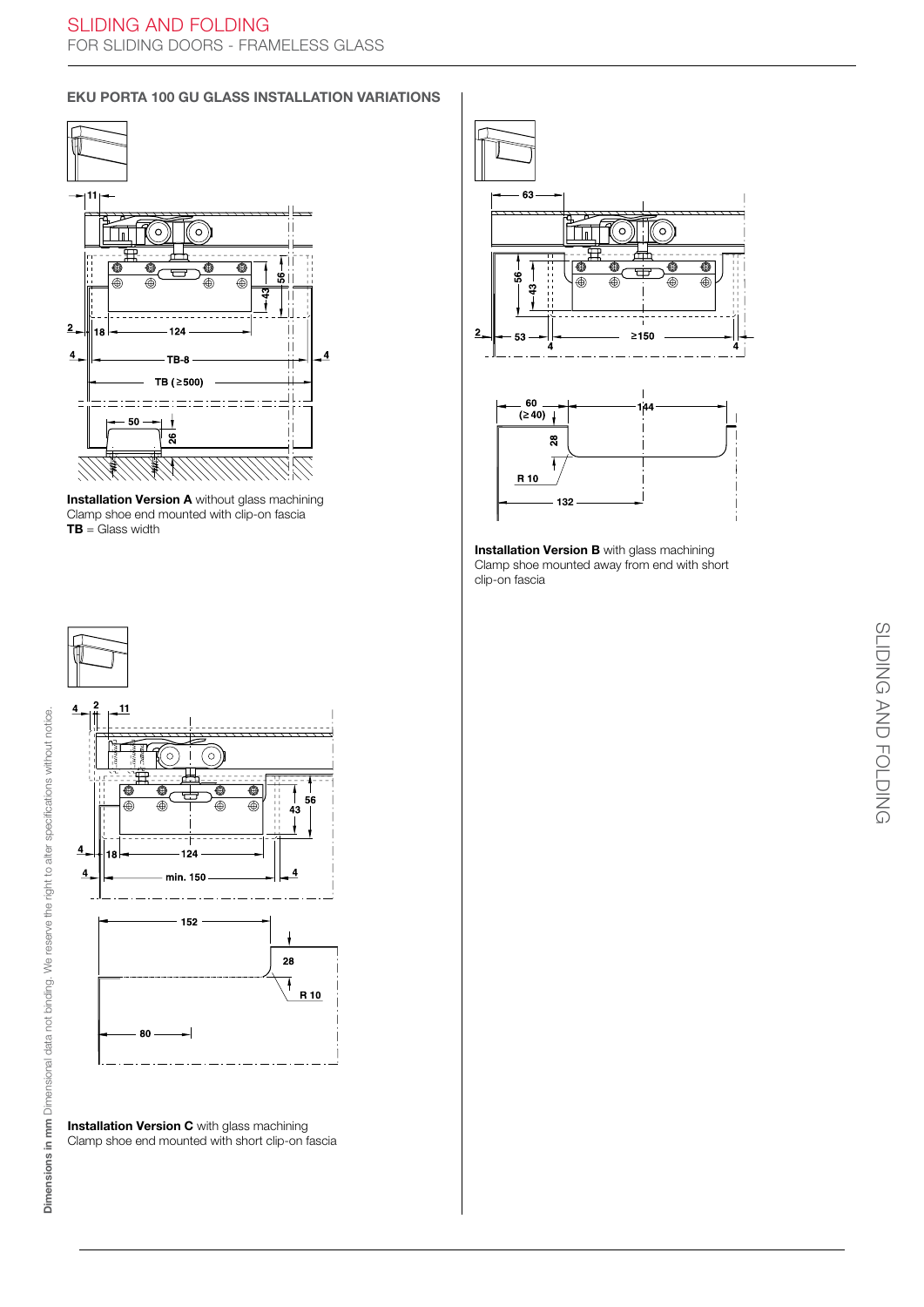# SLIDING AND FOLDING

## FOR SLIDING DOORS - FRAMELESS GLASS

### EKU PORTA 100 GU GLASS INSTALLATION VARIATIONS

11

56

43

2

18

124

4

TB-8

4

TB (≥500)

50

26

**Installation Version A** without glass machining
Clamp shoe end mounted with clip-on fascia
**TB** = Glass width

63

56

43

2

53

≥150

4

4

60
(≥ 40)

144

28

R 10

132

**Installation Version B** with glass machining
Clamp shoe mounted away from end with short clip-on fascia

4

2

11

56

43

4

18

124

4

min. 150

4

152

28

R 10

80

**Installation Version C** with glass machining
Clamp shoe end mounted with short clip-on fascia

**Dimensions in mm** Dimensional data not binding. We reserve the right to alter specifications without notice.